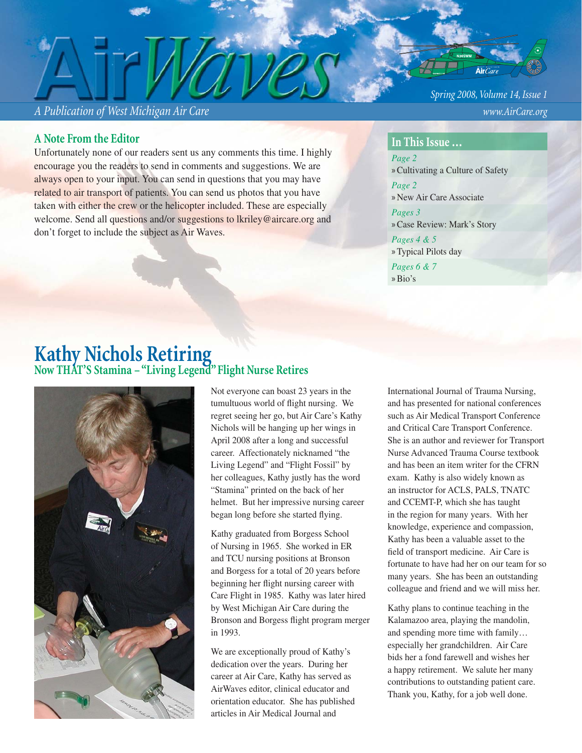# AirWaves

*A Publication of West Michigan Air Care*

*Spring 2008, Volume 14, Issue 1*

*www.AirCare.org*

## A Note From the Editor

Unfortunately none of our readers sent us any comments this time. I highly encourage you the readers to send in comments and suggestions. We are always open to your input. You can send in questions that you may have related to air transport of patients. You can send us photos that you have taken with either the crew or the helicopter included. These are especially welcome. Send all questions and/or suggestions to lkriley@aircare.org and don't forget to include the subject as Air Waves.

## In This Issue …

*Page 2*
» Cultivating a Culture of Safety

*Page 2*
» New Air Care Associate

*Pages 3*
» Case Review: Mark's Story

*Pages 4 & 5*
» Typical Pilots day

*Pages 6 & 7*
» Bio's

# Kathy Nichols Retiring

## Now THAT'S Stamina – "Living Legend" Flight Nurse Retires

Not everyone can boast 23 years in the tumultuous world of flight nursing. We regret seeing her go, but Air Care's Kathy Nichols will be hanging up her wings in April 2008 after a long and successful career. Affectionately nicknamed "the Living Legend" and "Flight Fossil" by her colleagues, Kathy justly has the word "Stamina" printed on the back of her helmet. But her impressive nursing career began long before she started flying.

Kathy graduated from Borgess School of Nursing in 1965. She worked in ER and TCU nursing positions at Bronson and Borgess for a total of 20 years before beginning her flight nursing career with Care Flight in 1985. Kathy was later hired by West Michigan Air Care during the Bronson and Borgess flight program merger in 1993.

We are exceptionally proud of Kathy's dedication over the years. During her career at Air Care, Kathy has served as AirWaves editor, clinical educator and orientation educator. She has published articles in Air Medical Journal and International Journal of Trauma Nursing, and has presented for national conferences such as Air Medical Transport Conference and Critical Care Transport Conference. She is an author and reviewer for Transport Nurse Advanced Trauma Course textbook and has been an item writer for the CFRN exam. Kathy is also widely known as an instructor for ACLS, PALS, TNATC and CCEMT-P, which she has taught in the region for many years. With her knowledge, experience and compassion, Kathy has been a valuable asset to the field of transport medicine. Air Care is fortunate to have had her on our team for so many years. She has been an outstanding colleague and friend and we will miss her.

Kathy plans to continue teaching in the Kalamazoo area, playing the mandolin, and spending more time with family… especially her grandchildren. Air Care bids her a fond farewell and wishes her a happy retirement. We salute her many contributions to outstanding patient care. Thank you, Kathy, for a job well done.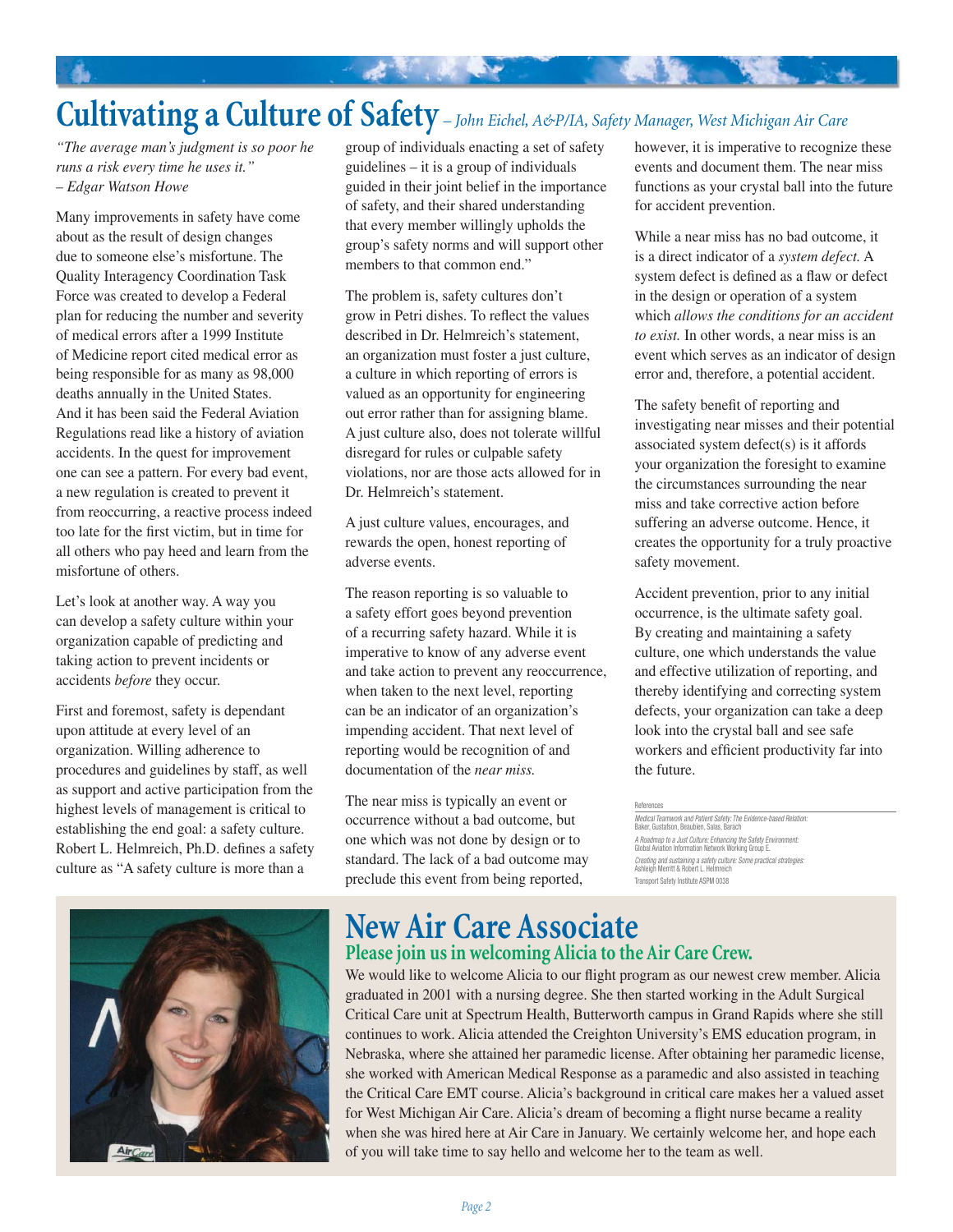# Cultivating a Culture of Safety

*– John Eichel, A&P/IA, Safety Manager, West Michigan Air Care*

*"The average man's judgment is so poor he runs a risk every time he uses it."*
*– Edgar Watson Howe*

Many improvements in safety have come about as the result of design changes due to someone else's misfortune. The Quality Interagency Coordination Task Force was created to develop a Federal plan for reducing the number and severity of medical errors after a 1999 Institute of Medicine report cited medical error as being responsible for as many as 98,000 deaths annually in the United States. And it has been said the Federal Aviation Regulations read like a history of aviation accidents. In the quest for improvement one can see a pattern. For every bad event, a new regulation is created to prevent it from reoccurring, a reactive process indeed too late for the first victim, but in time for all others who pay heed and learn from the misfortune of others.

Let's look at another way. A way you can develop a safety culture within your organization capable of predicting and taking action to prevent incidents or accidents *before* they occur.

First and foremost, safety is dependant upon attitude at every level of an organization. Willing adherence to procedures and guidelines by staff, as well as support and active participation from the highest levels of management is critical to establishing the end goal: a safety culture. Robert L. Helmreich, Ph.D. defines a safety culture as "A safety culture is more than a group of individuals enacting a set of safety guidelines – it is a group of individuals guided in their joint belief in the importance of safety, and their shared understanding that every member willingly upholds the group's safety norms and will support other members to that common end."

The problem is, safety cultures don't grow in Petri dishes. To reflect the values described in Dr. Helmreich's statement, an organization must foster a just culture, a culture in which reporting of errors is valued as an opportunity for engineering out error rather than for assigning blame. A just culture also, does not tolerate willful disregard for rules or culpable safety violations, nor are those acts allowed for in Dr. Helmreich's statement.

A just culture values, encourages, and rewards the open, honest reporting of adverse events.

The reason reporting is so valuable to a safety effort goes beyond prevention of a recurring safety hazard. While it is imperative to know of any adverse event and take action to prevent any reoccurrence, when taken to the next level, reporting can be an indicator of an organization's impending accident. That next level of reporting would be recognition of and documentation of the *near miss.*

The near miss is typically an event or occurrence without a bad outcome, but one which was not done by design or to standard. The lack of a bad outcome may preclude this event from being reported, however, it is imperative to recognize these events and document them. The near miss functions as your crystal ball into the future for accident prevention.

While a near miss has no bad outcome, it is a direct indicator of a *system defect.* A system defect is defined as a flaw or defect in the design or operation of a system which *allows the conditions for an accident to exist.* In other words, a near miss is an event which serves as an indicator of design error and, therefore, a potential accident.

The safety benefit of reporting and investigating near misses and their potential associated system defect(s) is it affords your organization the foresight to examine the circumstances surrounding the near miss and take corrective action before suffering an adverse outcome. Hence, it creates the opportunity for a truly proactive safety movement.

Accident prevention, prior to any initial occurrence, is the ultimate safety goal. By creating and maintaining a safety culture, one which understands the value and effective utilization of reporting, and thereby identifying and correcting system defects, your organization can take a deep look into the crystal ball and see safe workers and efficient productivity far into the future.

References

*Medical Teamwork and Patient Safety: The Evidence-based Relation:* Baker, Gustafson, Beaubien, Salas, Barach

*A Roadmap to a Just Culture: Enhancing the Safety Environment:* Global Aviation Information Network Working Group E.

*Creating and sustaining a safety culture: Some practical strategies:* Ashleigh Merritt & Robert L. Helmreich

Transport Safety Institute ASPM 0038

# New Air Care Associate

## Please join us in welcoming Alicia to the Air Care Crew.

We would like to welcome Alicia to our flight program as our newest crew member. Alicia graduated in 2001 with a nursing degree. She then started working in the Adult Surgical Critical Care unit at Spectrum Health, Butterworth campus in Grand Rapids where she still continues to work. Alicia attended the Creighton University's EMS education program, in Nebraska, where she attained her paramedic license. After obtaining her paramedic license, she worked with American Medical Response as a paramedic and also assisted in teaching the Critical Care EMT course. Alicia's background in critical care makes her a valued asset for West Michigan Air Care. Alicia's dream of becoming a flight nurse became a reality when she was hired here at Air Care in January. We certainly welcome her, and hope each of you will take time to say hello and welcome her to the team as well.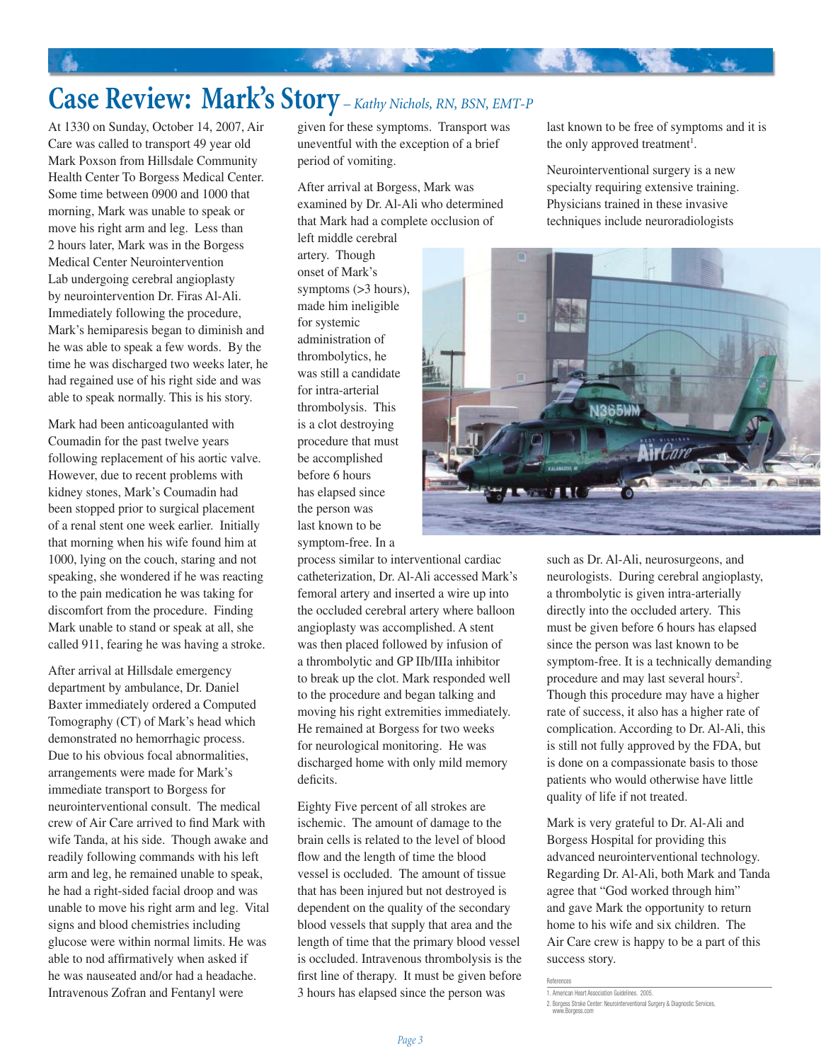# Case Review: Mark's Story – *Kathy Nichols, RN, BSN, EMT-P*

At 1330 on Sunday, October 14, 2007, Air Care was called to transport 49 year old Mark Poxson from Hillsdale Community Health Center To Borgess Medical Center. Some time between 0900 and 1000 that morning, Mark was unable to speak or move his right arm and leg. Less than 2 hours later, Mark was in the Borgess Medical Center Neurointervention Lab undergoing cerebral angioplasty by neurointervention Dr. Firas Al-Ali. Immediately following the procedure, Mark's hemiparesis began to diminish and he was able to speak a few words. By the time he was discharged two weeks later, he had regained use of his right side and was able to speak normally. This is his story.

Mark had been anticoagulanted with Coumadin for the past twelve years following replacement of his aortic valve. However, due to recent problems with kidney stones, Mark's Coumadin had been stopped prior to surgical placement of a renal stent one week earlier. Initially that morning when his wife found him at 1000, lying on the couch, staring and not speaking, she wondered if he was reacting to the pain medication he was taking for discomfort from the procedure. Finding Mark unable to stand or speak at all, she called 911, fearing he was having a stroke.

After arrival at Hillsdale emergency department by ambulance, Dr. Daniel Baxter immediately ordered a Computed Tomography (CT) of Mark's head which demonstrated no hemorrhagic process. Due to his obvious focal abnormalities, arrangements were made for Mark's immediate transport to Borgess for neurointerventional consult. The medical crew of Air Care arrived to find Mark with wife Tanda, at his side. Though awake and readily following commands with his left arm and leg, he remained unable to speak, he had a right-sided facial droop and was unable to move his right arm and leg. Vital signs and blood chemistries including glucose were within normal limits. He was able to nod affirmatively when asked if he was nauseated and/or had a headache. Intravenous Zofran and Fentanyl were given for these symptoms. Transport was uneventful with the exception of a brief period of vomiting.

After arrival at Borgess, Mark was examined by Dr. Al-Ali who determined that Mark had a complete occlusion of left middle cerebral artery. Though onset of Mark's symptoms (>3 hours), made him ineligible for systemic administration of thrombolytics, he was still a candidate for intra-arterial thrombolysis. This is a clot destroying procedure that must be accomplished before 6 hours has elapsed since the person was last known to be symptom-free. In a process similar to interventional cardiac catheterization, Dr. Al-Ali accessed Mark's femoral artery and inserted a wire up into the occluded cerebral artery where balloon angioplasty was accomplished. A stent was then placed followed by infusion of a thrombolytic and GP IIb/IIIa inhibitor to break up the clot. Mark responded well to the procedure and began talking and moving his right extremities immediately. He remained at Borgess for two weeks for neurological monitoring. He was discharged home with only mild memory deficits.

Eighty Five percent of all strokes are ischemic. The amount of damage to the brain cells is related to the level of blood flow and the length of time the blood vessel is occluded. The amount of tissue that has been injured but not destroyed is dependent on the quality of the secondary blood vessels that supply that area and the length of time that the primary blood vessel is occluded. Intravenous thrombolysis is the first line of therapy. It must be given before 3 hours has elapsed since the person was last known to be free of symptoms and it is the only approved treatment[1].

Neurointerventional surgery is a new specialty requiring extensive training. Physicians trained in these invasive techniques include neuroradiologists such as Dr. Al-Ali, neurosurgeons, and neurologists. During cerebral angioplasty, a thrombolytic is given intra-arterially directly into the occluded artery. This must be given before 6 hours has elapsed since the person was last known to be symptom-free. It is a technically demanding procedure and may last several hours[2]. Though this procedure may have a higher rate of success, it also has a higher rate of complication. According to Dr. Al-Ali, this is still not fully approved by the FDA, but is done on a compassionate basis to those patients who would otherwise have little quality of life if not treated.

Mark is very grateful to Dr. Al-Ali and Borgess Hospital for providing this advanced neurointerventional technology. Regarding Dr. Al-Ali, both Mark and Tanda agree that "God worked through him" and gave Mark the opportunity to return home to his wife and six children. The Air Care crew is happy to be a part of this success story.

References

1. American Heart Association Guidelines. 2005.
2. Borgess Stroke Center: Neurointerventional Surgery & Diagnostic Services, www.Borgess.com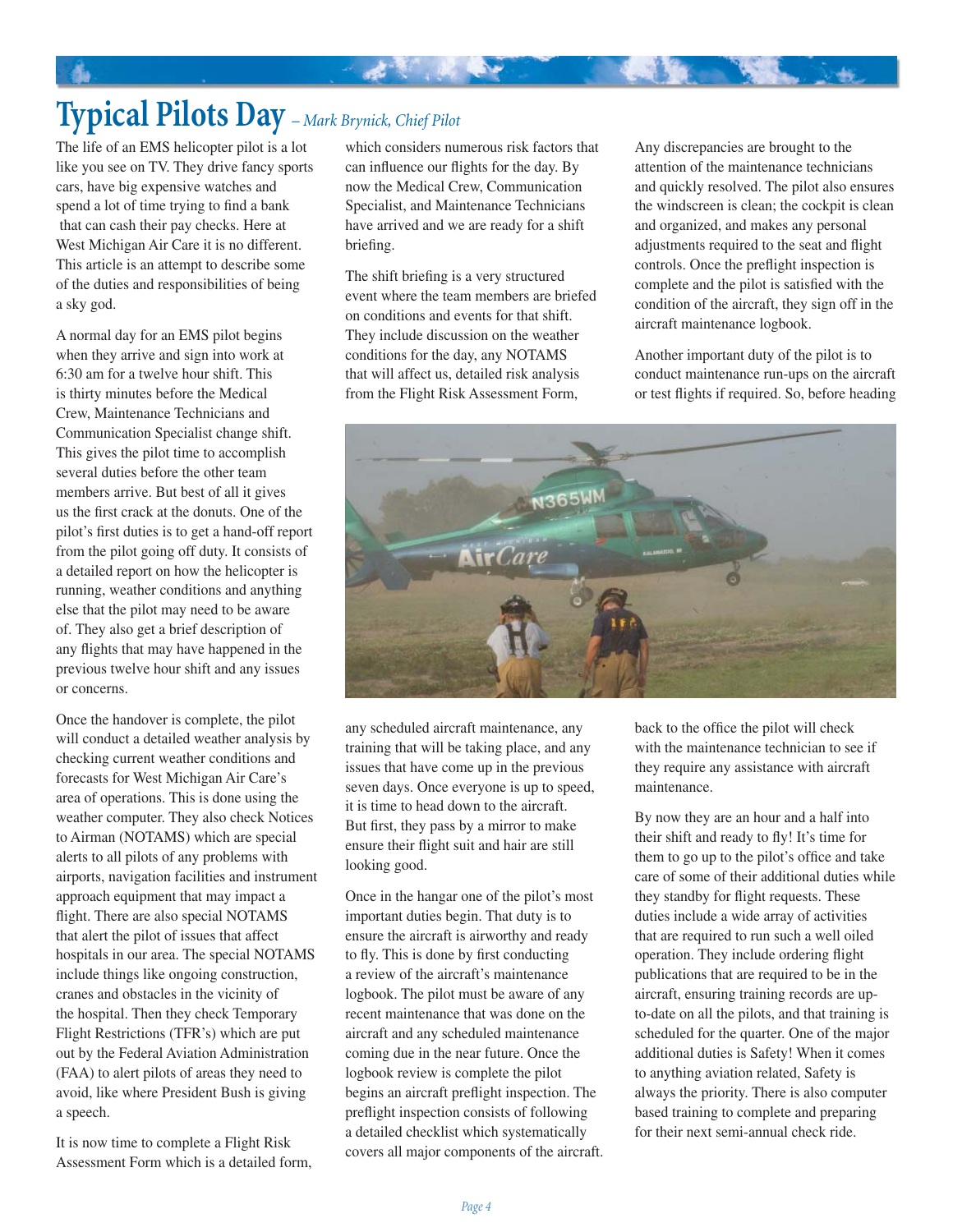# Typical Pilots Day *– Mark Brynick, Chief Pilot*

The life of an EMS helicopter pilot is a lot like you see on TV. They drive fancy sports cars, have big expensive watches and spend a lot of time trying to find a bank that can cash their pay checks. Here at West Michigan Air Care it is no different. This article is an attempt to describe some of the duties and responsibilities of being a sky god.

A normal day for an EMS pilot begins when they arrive and sign into work at 6:30 am for a twelve hour shift. This is thirty minutes before the Medical Crew, Maintenance Technicians and Communication Specialist change shift. This gives the pilot time to accomplish several duties before the other team members arrive. But best of all it gives us the first crack at the donuts. One of the pilot's first duties is to get a hand-off report from the pilot going off duty. It consists of a detailed report on how the helicopter is running, weather conditions and anything else that the pilot may need to be aware of. They also get a brief description of any flights that may have happened in the previous twelve hour shift and any issues or concerns.

Once the handover is complete, the pilot will conduct a detailed weather analysis by checking current weather conditions and forecasts for West Michigan Air Care's area of operations. This is done using the weather computer. They also check Notices to Airman (NOTAMS) which are special alerts to all pilots of any problems with airports, navigation facilities and instrument approach equipment that may impact a flight. There are also special NOTAMS that alert the pilot of issues that affect hospitals in our area. The special NOTAMS include things like ongoing construction, cranes and obstacles in the vicinity of the hospital. Then they check Temporary Flight Restrictions (TFR's) which are put out by the Federal Aviation Administration (FAA) to alert pilots of areas they need to avoid, like where President Bush is giving a speech.

It is now time to complete a Flight Risk Assessment Form which is a detailed form, which considers numerous risk factors that can influence our flights for the day. By now the Medical Crew, Communication Specialist, and Maintenance Technicians have arrived and we are ready for a shift briefing.

The shift briefing is a very structured event where the team members are briefed on conditions and events for that shift. They include discussion on the weather conditions for the day, any NOTAMS that will affect us, detailed risk analysis from the Flight Risk Assessment Form, any scheduled aircraft maintenance, any training that will be taking place, and any issues that have come up in the previous seven days. Once everyone is up to speed, it is time to head down to the aircraft. But first, they pass by a mirror to make ensure their flight suit and hair are still looking good.

Once in the hangar one of the pilot's most important duties begin. That duty is to ensure the aircraft is airworthy and ready to fly. This is done by first conducting a review of the aircraft's maintenance logbook. The pilot must be aware of any recent maintenance that was done on the aircraft and any scheduled maintenance coming due in the near future. Once the logbook review is complete the pilot begins an aircraft preflight inspection. The preflight inspection consists of following a detailed checklist which systematically covers all major components of the aircraft. Any discrepancies are brought to the attention of the maintenance technicians and quickly resolved. The pilot also ensures the windscreen is clean; the cockpit is clean and organized, and makes any personal adjustments required to the seat and flight controls. Once the preflight inspection is complete and the pilot is satisfied with the condition of the aircraft, they sign off in the aircraft maintenance logbook.

Another important duty of the pilot is to conduct maintenance run-ups on the aircraft or test flights if required. So, before heading back to the office the pilot will check with the maintenance technician to see if they require any assistance with aircraft maintenance.

By now they are an hour and a half into their shift and ready to fly! It's time for them to go up to the pilot's office and take care of some of their additional duties while they standby for flight requests. These duties include a wide array of activities that are required to run such a well oiled operation. They include ordering flight publications that are required to be in the aircraft, ensuring training records are up-to-date on all the pilots, and that training is scheduled for the quarter. One of the major additional duties is Safety! When it comes to anything aviation related, Safety is always the priority. There is also computer based training to complete and preparing for their next semi-annual check ride.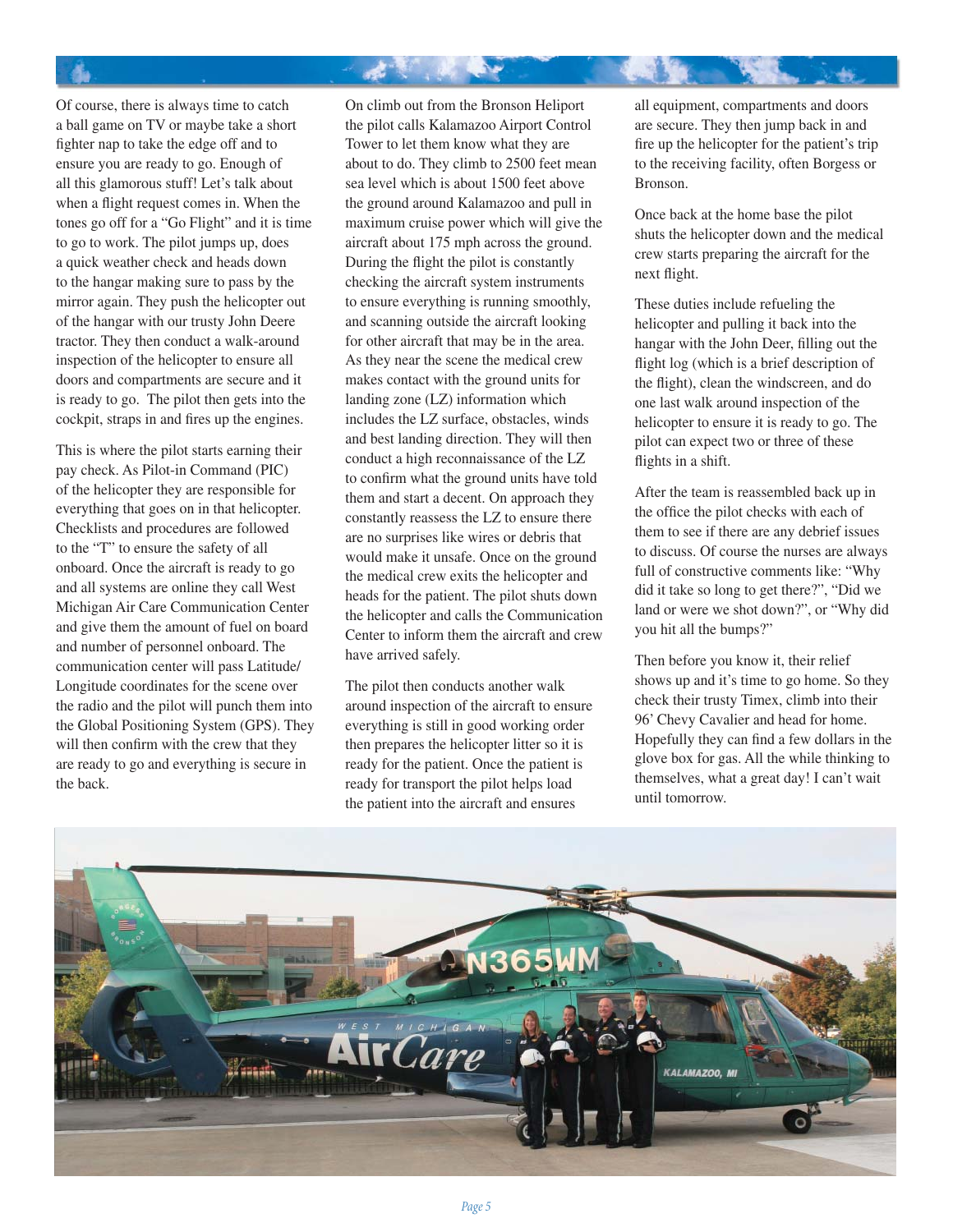Of course, there is always time to catch a ball game on TV or maybe take a short fighter nap to take the edge off and to ensure you are ready to go. Enough of all this glamorous stuff! Let's talk about when a flight request comes in. When the tones go off for a "Go Flight" and it is time to go to work. The pilot jumps up, does a quick weather check and heads down to the hangar making sure to pass by the mirror again. They push the helicopter out of the hangar with our trusty John Deere tractor. They then conduct a walk-around inspection of the helicopter to ensure all doors and compartments are secure and it is ready to go. The pilot then gets into the cockpit, straps in and fires up the engines.

This is where the pilot starts earning their pay check. As Pilot-in Command (PIC) of the helicopter they are responsible for everything that goes on in that helicopter. Checklists and procedures are followed to the "T" to ensure the safety of all onboard. Once the aircraft is ready to go and all systems are online they call West Michigan Air Care Communication Center and give them the amount of fuel on board and number of personnel onboard. The communication center will pass Latitude/Longitude coordinates for the scene over the radio and the pilot will punch them into the Global Positioning System (GPS). They will then confirm with the crew that they are ready to go and everything is secure in the back.

On climb out from the Bronson Heliport the pilot calls Kalamazoo Airport Control Tower to let them know what they are about to do. They climb to 2500 feet mean sea level which is about 1500 feet above the ground around Kalamazoo and pull in maximum cruise power which will give the aircraft about 175 mph across the ground. During the flight the pilot is constantly checking the aircraft system instruments to ensure everything is running smoothly, and scanning outside the aircraft looking for other aircraft that may be in the area. As they near the scene the medical crew makes contact with the ground units for landing zone (LZ) information which includes the LZ surface, obstacles, winds and best landing direction. They will then conduct a high reconnaissance of the LZ to confirm what the ground units have told them and start a decent. On approach they constantly reassess the LZ to ensure there are no surprises like wires or debris that would make it unsafe. Once on the ground the medical crew exits the helicopter and heads for the patient. The pilot shuts down the helicopter and calls the Communication Center to inform them the aircraft and crew have arrived safely.

The pilot then conducts another walk around inspection of the aircraft to ensure everything is still in good working order then prepares the helicopter litter so it is ready for the patient. Once the patient is ready for transport the pilot helps load the patient into the aircraft and ensures all equipment, compartments and doors are secure. They then jump back in and fire up the helicopter for the patient's trip to the receiving facility, often Borgess or Bronson.

Once back at the home base the pilot shuts the helicopter down and the medical crew starts preparing the aircraft for the next flight.

These duties include refueling the helicopter and pulling it back into the hangar with the John Deer, filling out the flight log (which is a brief description of the flight), clean the windscreen, and do one last walk around inspection of the helicopter to ensure it is ready to go. The pilot can expect two or three of these flights in a shift.

After the team is reassembled back up in the office the pilot checks with each of them to see if there are any debrief issues to discuss. Of course the nurses are always full of constructive comments like: "Why did it take so long to get there?", "Did we land or were we shot down?", or "Why did you hit all the bumps?"

Then before you know it, their relief shows up and it's time to go home. So they check their trusty Timex, climb into their 96' Chevy Cavalier and head for home. Hopefully they can find a few dollars in the glove box for gas. All the while thinking to themselves, what a great day! I can't wait until tomorrow.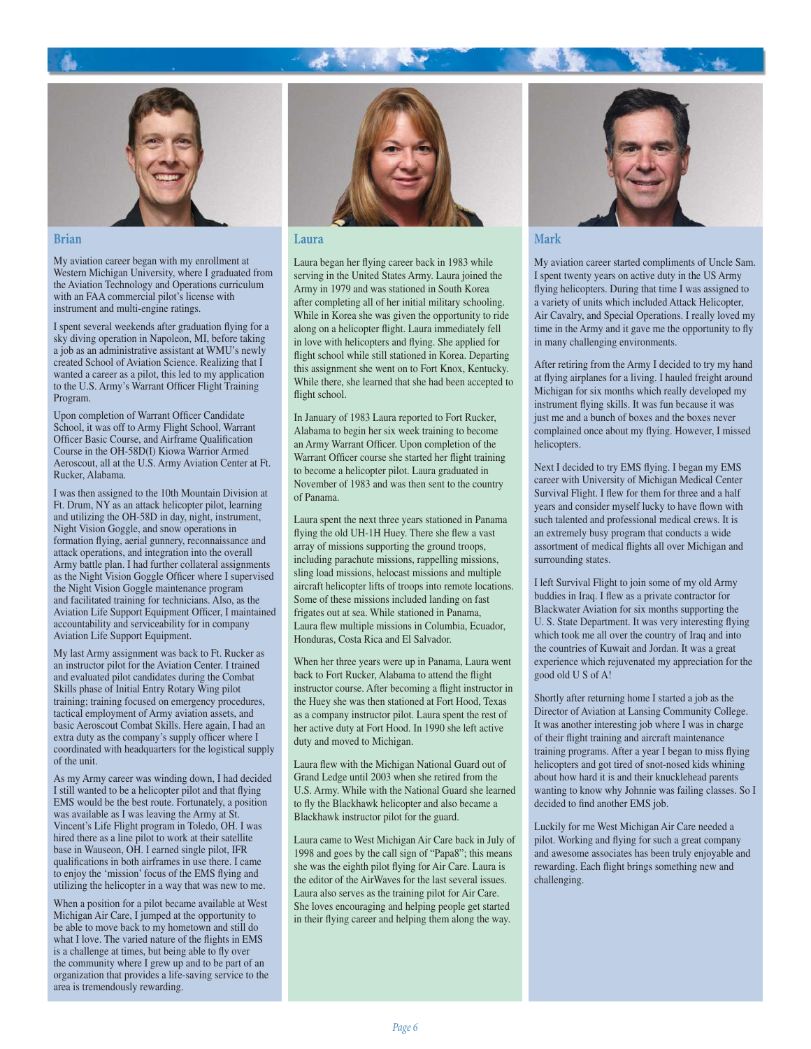## Brian

My aviation career began with my enrollment at Western Michigan University, where I graduated from the Aviation Technology and Operations curriculum with an FAA commercial pilot's license with instrument and multi-engine ratings.

I spent several weekends after graduation flying for a sky diving operation in Napoleon, MI, before taking a job as an administrative assistant at WMU's newly created School of Aviation Science. Realizing that I wanted a career as a pilot, this led to my application to the U.S. Army's Warrant Officer Flight Training Program.

Upon completion of Warrant Officer Candidate School, it was off to Army Flight School, Warrant Officer Basic Course, and Airframe Qualification Course in the OH-58D(I) Kiowa Warrior Armed Aeroscout, all at the U.S. Army Aviation Center at Ft. Rucker, Alabama.

I was then assigned to the 10th Mountain Division at Ft. Drum, NY as an attack helicopter pilot, learning and utilizing the OH-58D in day, night, instrument, Night Vision Goggle, and snow operations in formation flying, aerial gunnery, reconnaissance and attack operations, and integration into the overall Army battle plan. I had further collateral assignments as the Night Vision Goggle Officer where I supervised the Night Vision Goggle maintenance program and facilitated training for technicians. Also, as the Aviation Life Support Equipment Officer, I maintained accountability and serviceability for in company Aviation Life Support Equipment.

My last Army assignment was back to Ft. Rucker as an instructor pilot for the Aviation Center. I trained and evaluated pilot candidates during the Combat Skills phase of Initial Entry Rotary Wing pilot training; training focused on emergency procedures, tactical employment of Army aviation assets, and basic Aeroscout Combat Skills. Here again, I had an extra duty as the company's supply officer where I coordinated with headquarters for the logistical supply of the unit.

As my Army career was winding down, I had decided I still wanted to be a helicopter pilot and that flying EMS would be the best route. Fortunately, a position was available as I was leaving the Army at St. Vincent's Life Flight program in Toledo, OH. I was hired there as a line pilot to work at their satellite base in Wauseon, OH. I earned single pilot, IFR qualifications in both airframes in use there. I came to enjoy the 'mission' focus of the EMS flying and utilizing the helicopter in a way that was new to me.

When a position for a pilot became available at West Michigan Air Care, I jumped at the opportunity to be able to move back to my hometown and still do what I love. The varied nature of the flights in EMS is a challenge at times, but being able to fly over the community where I grew up and to be part of an organization that provides a life-saving service to the area is tremendously rewarding.

## Laura

Laura began her flying career back in 1983 while serving in the United States Army. Laura joined the Army in 1979 and was stationed in South Korea after completing all of her initial military schooling. While in Korea she was given the opportunity to ride along on a helicopter flight. Laura immediately fell in love with helicopters and flying. She applied for flight school while still stationed in Korea. Departing this assignment she went on to Fort Knox, Kentucky. While there, she learned that she had been accepted to flight school.

In January of 1983 Laura reported to Fort Rucker, Alabama to begin her six week training to become an Army Warrant Officer. Upon completion of the Warrant Officer course she started her flight training to become a helicopter pilot. Laura graduated in November of 1983 and was then sent to the country of Panama.

Laura spent the next three years stationed in Panama flying the old UH-1H Huey. There she flew a vast array of missions supporting the ground troops, including parachute missions, rappelling missions, sling load missions, helocast missions and multiple aircraft helicopter lifts of troops into remote locations. Some of these missions included landing on fast frigates out at sea. While stationed in Panama, Laura flew multiple missions in Columbia, Ecuador, Honduras, Costa Rica and El Salvador.

When her three years were up in Panama, Laura went back to Fort Rucker, Alabama to attend the flight instructor course. After becoming a flight instructor in the Huey she was then stationed at Fort Hood, Texas as a company instructor pilot. Laura spent the rest of her active duty at Fort Hood. In 1990 she left active duty and moved to Michigan.

Laura flew with the Michigan National Guard out of Grand Ledge until 2003 when she retired from the U.S. Army. While with the National Guard she learned to fly the Blackhawk helicopter and also became a Blackhawk instructor pilot for the guard.

Laura came to West Michigan Air Care back in July of 1998 and goes by the call sign of "Papa8"; this means she was the eighth pilot flying for Air Care. Laura is the editor of the AirWaves for the last several issues. Laura also serves as the training pilot for Air Care. She loves encouraging and helping people get started in their flying career and helping them along the way.

## Mark

My aviation career started compliments of Uncle Sam. I spent twenty years on active duty in the US Army flying helicopters. During that time I was assigned to a variety of units which included Attack Helicopter, Air Cavalry, and Special Operations. I really loved my time in the Army and it gave me the opportunity to fly in many challenging environments.

After retiring from the Army I decided to try my hand at flying airplanes for a living. I hauled freight around Michigan for six months which really developed my instrument flying skills. It was fun because it was just me and a bunch of boxes and the boxes never complained once about my flying. However, I missed helicopters.

Next I decided to try EMS flying. I began my EMS career with University of Michigan Medical Center Survival Flight. I flew for them for three and a half years and consider myself lucky to have flown with such talented and professional medical crews. It is an extremely busy program that conducts a wide assortment of medical flights all over Michigan and surrounding states.

I left Survival Flight to join some of my old Army buddies in Iraq. I flew as a private contractor for Blackwater Aviation for six months supporting the U. S. State Department. It was very interesting flying which took me all over the country of Iraq and into the countries of Kuwait and Jordan. It was a great experience which rejuvenated my appreciation for the good old U S of A!

Shortly after returning home I started a job as the Director of Aviation at Lansing Community College. It was another interesting job where I was in charge of their flight training and aircraft maintenance training programs. After a year I began to miss flying helicopters and got tired of snot-nosed kids whining about how hard it is and their knucklehead parents wanting to know why Johnnie was failing classes. So I decided to find another EMS job.

Luckily for me West Michigan Air Care needed a pilot. Working and flying for such a great company and awesome associates has been truly enjoyable and rewarding. Each flight brings something new and challenging.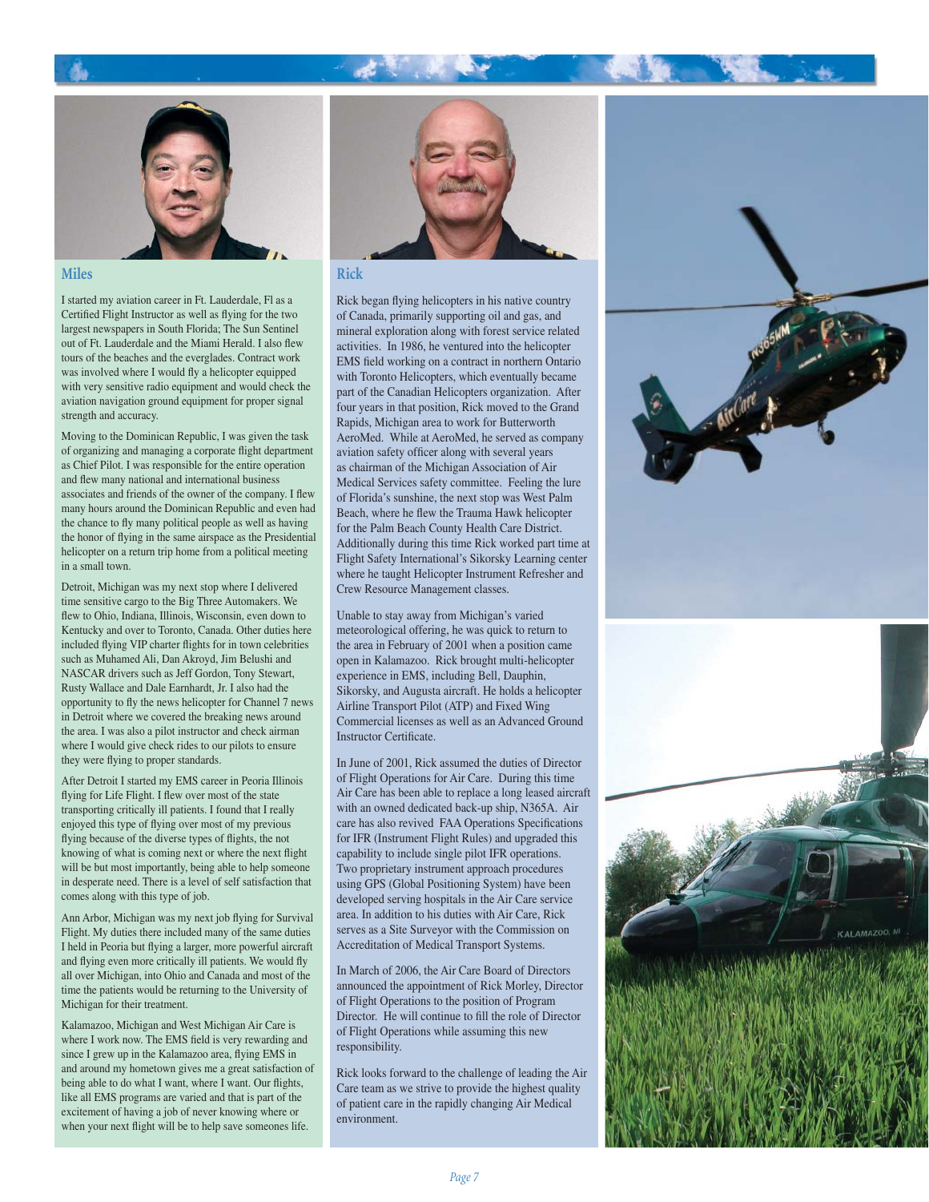## Miles

I started my aviation career in Ft. Lauderdale, Fl as a Certified Flight Instructor as well as flying for the two largest newspapers in South Florida; The Sun Sentinel out of Ft. Lauderdale and the Miami Herald. I also flew tours of the beaches and the everglades. Contract work was involved where I would fly a helicopter equipped with very sensitive radio equipment and would check the aviation navigation ground equipment for proper signal strength and accuracy.

Moving to the Dominican Republic, I was given the task of organizing and managing a corporate flight department as Chief Pilot. I was responsible for the entire operation and flew many national and international business associates and friends of the owner of the company. I flew many hours around the Dominican Republic and even had the chance to fly many political people as well as having the honor of flying in the same airspace as the Presidential helicopter on a return trip home from a political meeting in a small town.

Detroit, Michigan was my next stop where I delivered time sensitive cargo to the Big Three Automakers. We flew to Ohio, Indiana, Illinois, Wisconsin, even down to Kentucky and over to Toronto, Canada. Other duties here included flying VIP charter flights for in town celebrities such as Muhamed Ali, Dan Akroyd, Jim Belushi and NASCAR drivers such as Jeff Gordon, Tony Stewart, Rusty Wallace and Dale Earnhardt, Jr. I also had the opportunity to fly the news helicopter for Channel 7 news in Detroit where we covered the breaking news around the area. I was also a pilot instructor and check airman where I would give check rides to our pilots to ensure they were flying to proper standards.

After Detroit I started my EMS career in Peoria Illinois flying for Life Flight. I flew over most of the state transporting critically ill patients. I found that I really enjoyed this type of flying over most of my previous flying because of the diverse types of flights, the not knowing of what is coming next or where the next flight will be but most importantly, being able to help someone in desperate need. There is a level of self satisfaction that comes along with this type of job.

Ann Arbor, Michigan was my next job flying for Survival Flight. My duties there included many of the same duties I held in Peoria but flying a larger, more powerful aircraft and flying even more critically ill patients. We would fly all over Michigan, into Ohio and Canada and most of the time the patients would be returning to the University of Michigan for their treatment.

Kalamazoo, Michigan and West Michigan Air Care is where I work now. The EMS field is very rewarding and since I grew up in the Kalamazoo area, flying EMS in and around my hometown gives me a great satisfaction of being able to do what I want, where I want. Our flights, like all EMS programs are varied and that is part of the excitement of having a job of never knowing where or when your next flight will be to help save someones life.

## Rick

Rick began flying helicopters in his native country of Canada, primarily supporting oil and gas, and mineral exploration along with forest service related activities. In 1986, he ventured into the helicopter EMS field working on a contract in northern Ontario with Toronto Helicopters, which eventually became part of the Canadian Helicopters organization. After four years in that position, Rick moved to the Grand Rapids, Michigan area to work for Butterworth AeroMed. While at AeroMed, he served as company aviation safety officer along with several years as chairman of the Michigan Association of Air Medical Services safety committee. Feeling the lure of Florida's sunshine, the next stop was West Palm Beach, where he flew the Trauma Hawk helicopter for the Palm Beach County Health Care District. Additionally during this time Rick worked part time at Flight Safety International's Sikorsky Learning center where he taught Helicopter Instrument Refresher and Crew Resource Management classes.

Unable to stay away from Michigan's varied meteorological offering, he was quick to return to the area in February of 2001 when a position came open in Kalamazoo. Rick brought multi-helicopter experience in EMS, including Bell, Dauphin, Sikorsky, and Augusta aircraft. He holds a helicopter Airline Transport Pilot (ATP) and Fixed Wing Commercial licenses as well as an Advanced Ground Instructor Certificate.

In June of 2001, Rick assumed the duties of Director of Flight Operations for Air Care. During this time Air Care has been able to replace a long leased aircraft with an owned dedicated back-up ship, N365A. Air care has also revived FAA Operations Specifications for IFR (Instrument Flight Rules) and upgraded this capability to include single pilot IFR operations. Two proprietary instrument approach procedures using GPS (Global Positioning System) have been developed serving hospitals in the Air Care service area. In addition to his duties with Air Care, Rick serves as a Site Surveyor with the Commission on Accreditation of Medical Transport Systems.

In March of 2006, the Air Care Board of Directors announced the appointment of Rick Morley, Director of Flight Operations to the position of Program Director. He will continue to fill the role of Director of Flight Operations while assuming this new responsibility.

Rick looks forward to the challenge of leading the Air Care team as we strive to provide the highest quality of patient care in the rapidly changing Air Medical environment.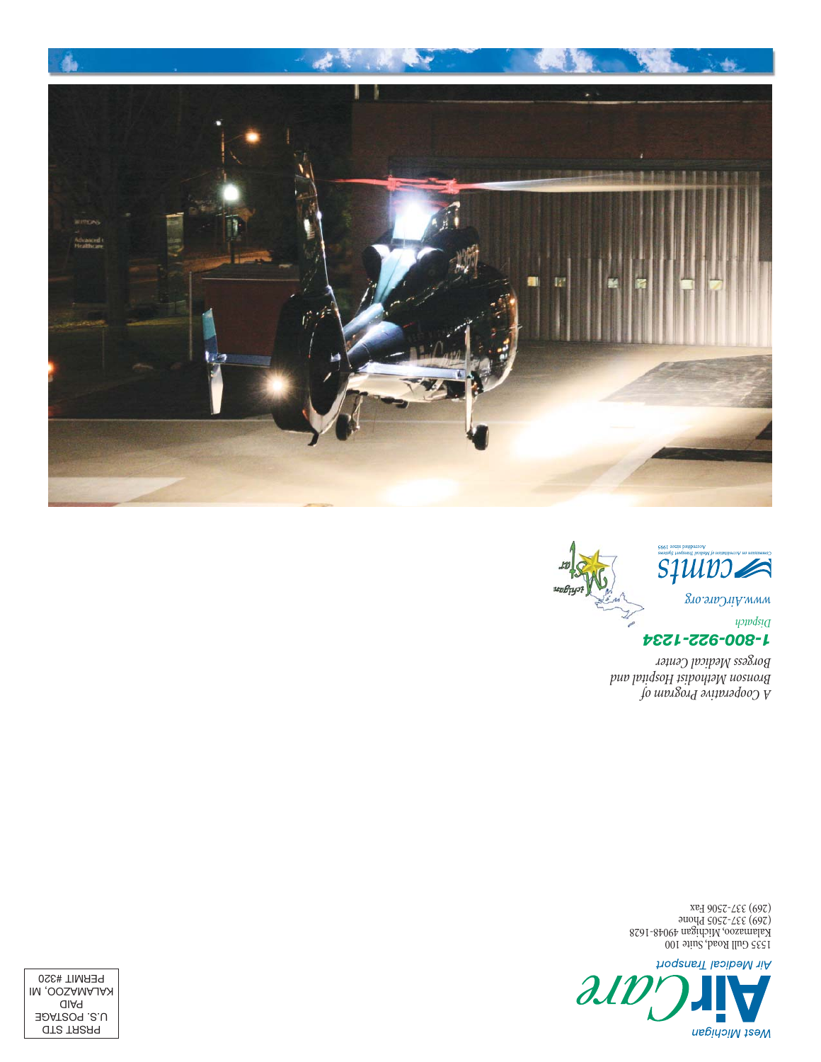West Michigan

**AirCare**

*Air Medical Transport*

1535 Gull Road, Suite 100
Kalamazoo, Michigan 49048-1628
(269) 337-2505 Phone
(269) 337-2506 Fax

PRSRT STD
U.S. POSTAGE
PAID
KALAMAZOO, MI
PERMIT #320

*A Cooperative Program of*
*Bronson Methodist Hospital and*
*Borgess Medical Center*

**1-800-922-1234**

*Dispatch*

*www.AirCare.org*

camts
Commission on Accreditation of Medical Transport Systems
Accredited since 1995

Michigan Star